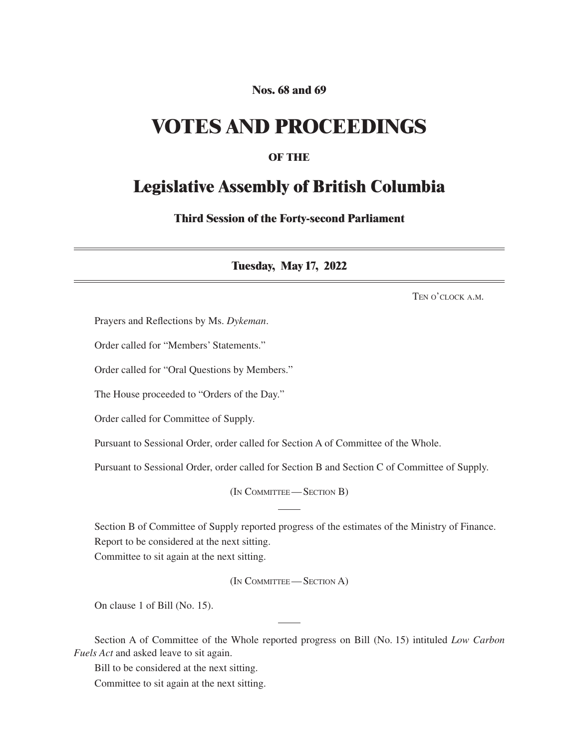**Nos. 68 and 69**

# VOTES AND PROCEEDINGS

**OF THE**

## Legislative Assembly of British Columbia

**Third Session of the Forty-second Parliament**

---

**Tuesday, May 17, 2022**

---

Ten o'clock a.m.

Prayers and Reflections by Ms. *Dykeman*.

Order called for "Members' Statements."

Order called for "Oral Questions by Members."

The House proceeded to "Orders of the Day."

Order called for Committee of Supply.

Pursuant to Sessional Order, order called for Section A of Committee of the Whole.

Pursuant to Sessional Order, order called for Section B and Section C of Committee of Supply.

(In Committee — Section B)

Section B of Committee of Supply reported progress of the estimates of the Ministry of Finance.
Report to be considered at the next sitting.
Committee to sit again at the next sitting.

(In Committee — Section A)

On clause 1 of Bill (No. 15).

Section A of Committee of the Whole reported progress on Bill (No. 15) intituled *Low Carbon Fuels Act* and asked leave to sit again.

Bill to be considered at the next sitting.

Committee to sit again at the next sitting.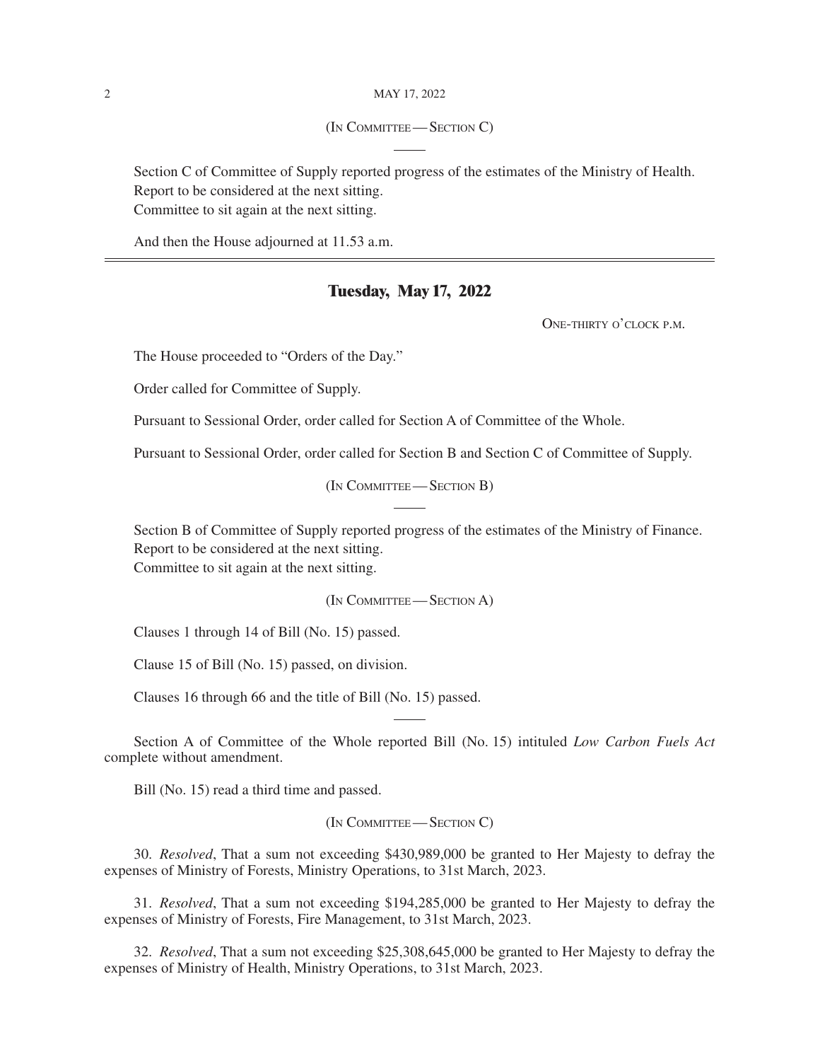(In Committee — Section C)

Section C of Committee of Supply reported progress of the estimates of the Ministry of Health.
Report to be considered at the next sitting.
Committee to sit again at the next sitting.

And then the House adjourned at 11.53 a.m.

---

## Tuesday, May 17, 2022

One-thirty o'clock p.m.

The House proceeded to "Orders of the Day."

Order called for Committee of Supply.

Pursuant to Sessional Order, order called for Section A of Committee of the Whole.

Pursuant to Sessional Order, order called for Section B and Section C of Committee of Supply.

(In Committee — Section B)

Section B of Committee of Supply reported progress of the estimates of the Ministry of Finance.
Report to be considered at the next sitting.
Committee to sit again at the next sitting.

(In Committee — Section A)

Clauses 1 through 14 of Bill (No. 15) passed.

Clause 15 of Bill (No. 15) passed, on division.

Clauses 16 through 66 and the title of Bill (No. 15) passed.

Section A of Committee of the Whole reported Bill (No. 15) intituled *Low Carbon Fuels Act* complete without amendment.

Bill (No. 15) read a third time and passed.

(In Committee — Section C)

30. *Resolved*, That a sum not exceeding $430,989,000 be granted to Her Majesty to defray the expenses of Ministry of Forests, Ministry Operations, to 31st March, 2023.

31. *Resolved*, That a sum not exceeding $194,285,000 be granted to Her Majesty to defray the expenses of Ministry of Forests, Fire Management, to 31st March, 2023.

32. *Resolved*, That a sum not exceeding $25,308,645,000 be granted to Her Majesty to defray the expenses of Ministry of Health, Ministry Operations, to 31st March, 2023.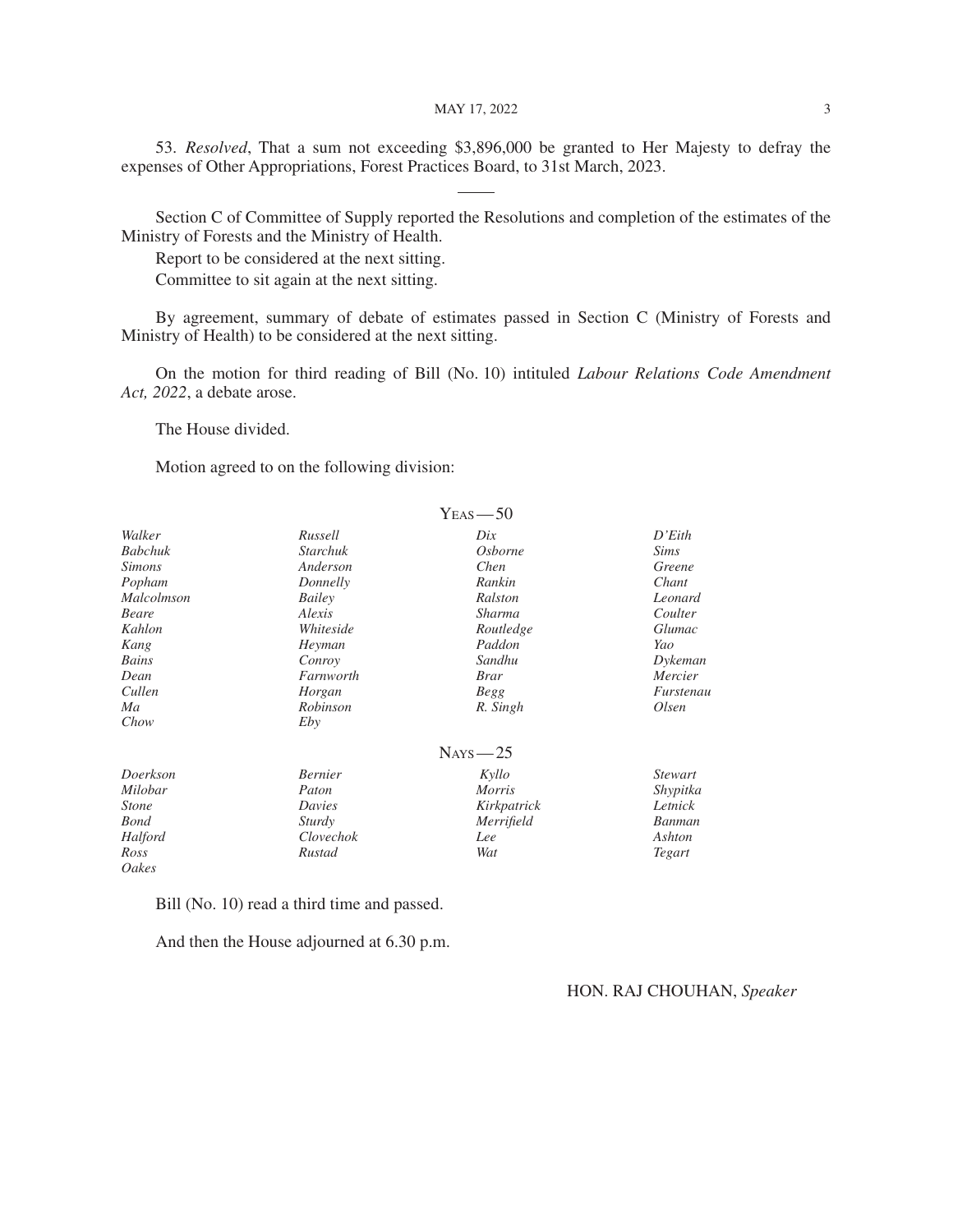53. *Resolved*, That a sum not exceeding $3,896,000 be granted to Her Majesty to defray the expenses of Other Appropriations, Forest Practices Board, to 31st March, 2023.

---

Section C of Committee of Supply reported the Resolutions and completion of the estimates of the Ministry of Forests and the Ministry of Health.

Report to be considered at the next sitting.

Committee to sit again at the next sitting.

By agreement, summary of debate of estimates passed in Section C (Ministry of Forests and Ministry of Health) to be considered at the next sitting.

On the motion for third reading of Bill (No. 10) intituled *Labour Relations Code Amendment Act, 2022*, a debate arose.

The House divided.

Motion agreed to on the following division:

YEAS — 50

| | | | |
|---|---|---|---|
| *Walker* | *Russell* | *Dix* | *D'Eith* |
| *Babchuk* | *Starchuk* | *Osborne* | *Sims* |
| *Simons* | *Anderson* | *Chen* | *Greene* |
| *Popham* | *Donnelly* | *Rankin* | *Chant* |
| *Malcolmson* | *Bailey* | *Ralston* | *Leonard* |
| *Beare* | *Alexis* | *Sharma* | *Coulter* |
| *Kahlon* | *Whiteside* | *Routledge* | *Glumac* |
| *Kang* | *Heyman* | *Paddon* | *Yao* |
| *Bains* | *Conroy* | *Sandhu* | *Dykeman* |
| *Dean* | *Farnworth* | *Brar* | *Mercier* |
| *Cullen* | *Horgan* | *Begg* | *Furstenau* |
| *Ma* | *Robinson* | *R. Singh* | *Olsen* |
| *Chow* | *Eby* | | |

NAYS — 25

| | | | |
|---|---|---|---|
| *Doerkson* | *Bernier* | *Kyllo* | *Stewart* |
| *Milobar* | *Paton* | *Morris* | *Shypitka* |
| *Stone* | *Davies* | *Kirkpatrick* | *Letnick* |
| *Bond* | *Sturdy* | *Merrifield* | *Banman* |
| *Halford* | *Clovechok* | *Lee* | *Ashton* |
| *Ross* | *Rustad* | *Wat* | *Tegart* |
| *Oakes* | | | |

Bill (No. 10) read a third time and passed.

And then the House adjourned at 6.30 p.m.

HON. RAJ CHOUHAN, *Speaker*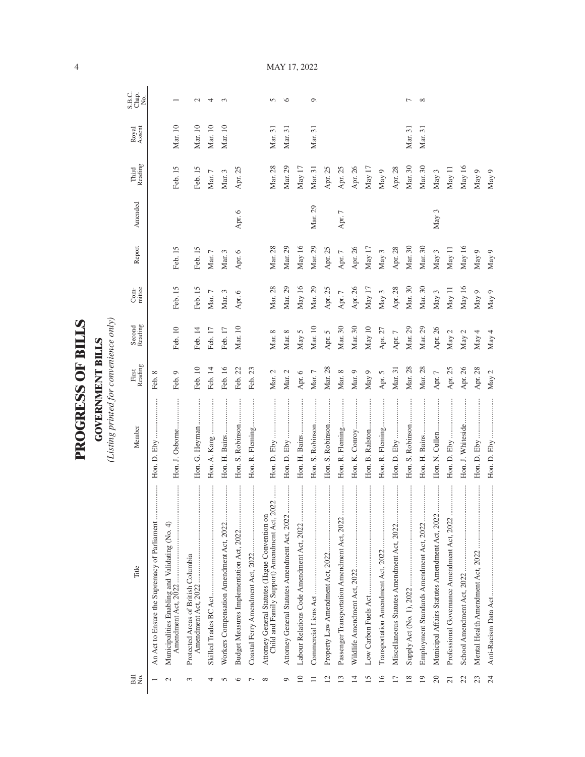# PROGRESS OF BILLS

## GOVERNMENT BILLS

*(Listing printed for convenience only)*

| Bill No. | Title | Member | First Reading | Second Reading | Committee | Report | Amended | Third Reading | Royal Assent | S.B.C. Chap. No. |
|---|---|---|---|---|---|---|---|---|---|---|
| 1 | An Act to Ensure the Supremacy of Parliament | Hon. D. Eby | Feb. 8 | | | | | | | |
| 2 | Municipalities Enabling and Validating (No. 4) Amendment Act, 2022 | Hon. J. Osborne | Feb. 9 | Feb. 10 | Feb. 15 | Feb. 15 | | Feb. 15 | Mar. 10 | 1 |
| 3 | Protected Areas of British Columbia Amendment Act, 2022 | Hon. G. Heyman | Feb. 10 | Feb. 14 | Feb. 15 | Feb. 15 | | Feb. 15 | Mar. 10 | 2 |
| 4 | Skilled Trades BC Act | Hon. A. Kang | Feb. 14 | Feb. 17 | Mar. 7 | Mar. 7 | | Mar. 7 | Mar. 10 | 4 |
| 5 | Workers Compensation Amendment Act, 2022 | Hon. H. Bains | Feb. 16 | Feb. 17 | Mar. 3 | Mar. 3 | | Mar. 3 | Mar. 10 | 3 |
| 6 | Budget Measures Implementation Act, 2022 | Hon. S. Robinson | Feb. 22 | Mar. 10 | Apr. 6 | Apr. 6 | Apr. 6 | Apr. 25 | | |
| 7 | Coastal Ferry Amendment Act, 2022 | Hon. R. Fleming | Feb. 23 | | | | | | | |
| 8 | Attorney General Statutes (Hague Convention on Child and Family Support) Amendment Act, 2022 | Hon. D. Eby | Mar. 2 | Mar. 8 | Mar. 28 | Mar. 28 | | Mar. 28 | Mar. 31 | 5 |
| 9 | Attorney General Statutes Amendment Act, 2022 | Hon. D. Eby | Mar. 2 | Mar. 8 | Mar. 29 | Mar. 29 | | Mar. 29 | Mar. 31 | 6 |
| 10 | Labour Relations Code Amendment Act, 2022 | Hon. H. Bains | Apr. 6 | May 5 | May 16 | May 16 | | May 17 | | |
| 11 | Commercial Liens Act | Hon. S. Robinson | Mar. 7 | Mar. 10 | Mar. 29 | Mar. 29 | Mar. 29 | Mar. 31 | Mar. 31 | 9 |
| 12 | Property Law Amendment Act, 2022 | Hon. S. Robinson | Mar. 28 | Apr. 5 | Apr. 25 | Apr. 25 | | Apr. 25 | | |
| 13 | Passenger Transportation Amendment Act, 2022 | Hon. R. Fleming | Mar. 8 | Mar. 30 | Apr. 7 | Apr. 7 | Apr. 7 | Apr. 25 | | |
| 14 | Wildlife Amendment Act, 2022 | Hon. K. Conroy | Mar. 9 | Mar. 30 | Apr. 26 | Apr. 26 | | Apr. 26 | | |
| 15 | Low Carbon Fuels Act | Hon. B. Ralston | May 9 | May 10 | May 17 | May 17 | | May 17 | | |
| 16 | Transportation Amendment Act, 2022 | Hon. R. Fleming | Apr. 5 | Apr. 27 | May 3 | May 3 | | May 9 | | |
| 17 | Miscellaneous Statutes Amendment Act, 2022 | Hon. D. Eby | Mar. 31 | Apr. 7 | Apr. 28 | Apr. 28 | | Apr. 28 | | |
| 18 | Supply Act (No. 1), 2022 | Hon. S. Robinson | Mar. 28 | Mar. 29 | Mar. 30 | Mar. 30 | | Mar. 30 | Mar. 31 | 7 |
| 19 | Employment Standards Amendment Act, 2022 | Hon. H. Bains | Mar. 28 | Mar. 29 | Mar. 30 | Mar. 30 | | Mar. 30 | Mar. 31 | 8 |
| 20 | Municipal Affairs Statutes Amendment Act, 2022 | Hon. N. Cullen | Apr. 7 | Apr. 26 | May 3 | May 3 | May 3 | May 3 | | |
| 21 | Professional Governance Amendment Act, 2022 | Hon. D. Eby | Apr. 25 | May 2 | May 11 | May 11 | | May 11 | | |
| 22 | School Amendment Act, 2022 | Hon. J. Whiteside | Apr. 26 | May 2 | May 16 | May 16 | | May 16 | | |
| 23 | Mental Health Amendment Act, 2022 | Hon. D. Eby | Apr. 28 | May 4 | May 9 | May 9 | | May 9 | | |
| 24 | Anti-Racism Data Act | Hon. D. Eby | May 2 | May 4 | May 9 | May 9 | | May 9 | | |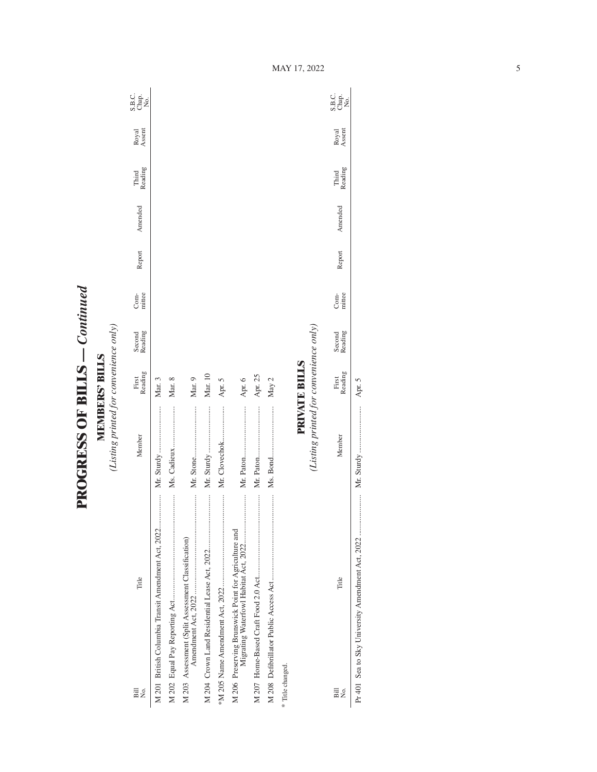# PROGRESS OF BILLS — *Continued*

## MEMBERS' BILLS

*(Listing printed for convenience only)*

| Bill No. | Title | Member | First Reading | Second Reading | Com-mittee | Report | Amended | Third Reading | Royal Assent | S.B.C. Chap. No. |
|---|---|---|---|---|---|---|---|---|---|---|
| M 201 | British Columbia Transit Amendment Act, 2022 | Mr. Sturdy | Mar. 3 | | | | | | | |
| M 202 | Equal Pay Reporting Act | Ms. Cadieux | Mar. 8 | | | | | | | |
| M 203 | Assessment (Split Assessment Classification) Amendment Act, 2022 | Mr. Stone | Mar. 9 | | | | | | | |
| M 204 | Crown Land Residential Lease Act, 2022 | Mr. Sturdy | Mar. 10 | | | | | | | |
| *M 205 | Name Amendment Act, 2022 | Mr. Clovechok | Apr. 5 | | | | | | | |
| M 206 | Preserving Brunswick Point for Agriculture and Migrating Waterfowl Habitat Act, 2022 | Mr. Paton | Apr. 6 | | | | | | | |
| M 207 | Home-Based Craft Food 2.0 Act | Mr. Paton | Apr. 25 | | | | | | | |
| M 208 | Defibrillator Public Access Act | Ms. Bond | May 2 | | | | | | | |

* Title changed.

## PRIVATE BILLS

*(Listing printed for convenience only)*

| Bill No. | Title | Member | First Reading | Second Reading | Com-mittee | Report | Amended | Third Reading | Royal Assent | S.B.C. Chap. No. |
|---|---|---|---|---|---|---|---|---|---|---|
| Pr 401 | Sea to Sky University Amendment Act, 2022 | Mr. Sturdy | Apr. 5 | | | | | | | |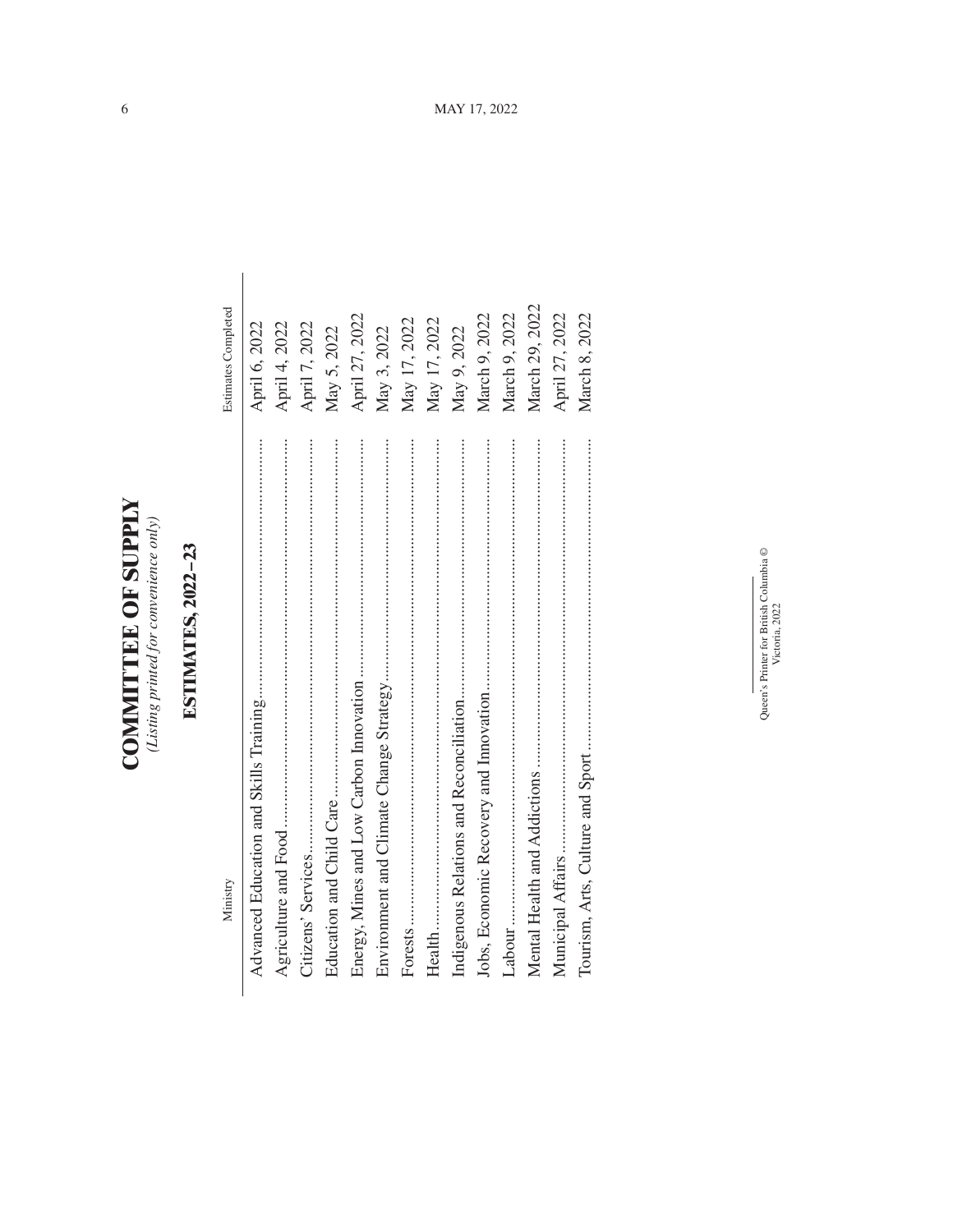# COMMITTEE OF SUPPLY

*(Listing printed for convenience only)*

## ESTIMATES, 2022 – 23

| Ministry | Estimates Completed |
|---|---|
| Advanced Education and Skills Training | April 6, 2022 |
| Agriculture and Food | April 4, 2022 |
| Citizens' Services | April 7, 2022 |
| Education and Child Care | May 5, 2022 |
| Energy, Mines and Low Carbon Innovation | April 27, 2022 |
| Environment and Climate Change Strategy | May 3, 2022 |
| Forests | May 17, 2022 |
| Health | May 17, 2022 |
| Indigenous Relations and Reconciliation | May 9, 2022 |
| Jobs, Economic Recovery and Innovation | March 9, 2022 |
| Labour | March 9, 2022 |
| Mental Health and Addictions | March 29, 2022 |
| Municipal Affairs | April 27, 2022 |
| Tourism, Arts, Culture and Sport | March 8, 2022 |

Queen's Printer for British Columbia ©
Victoria, 2022